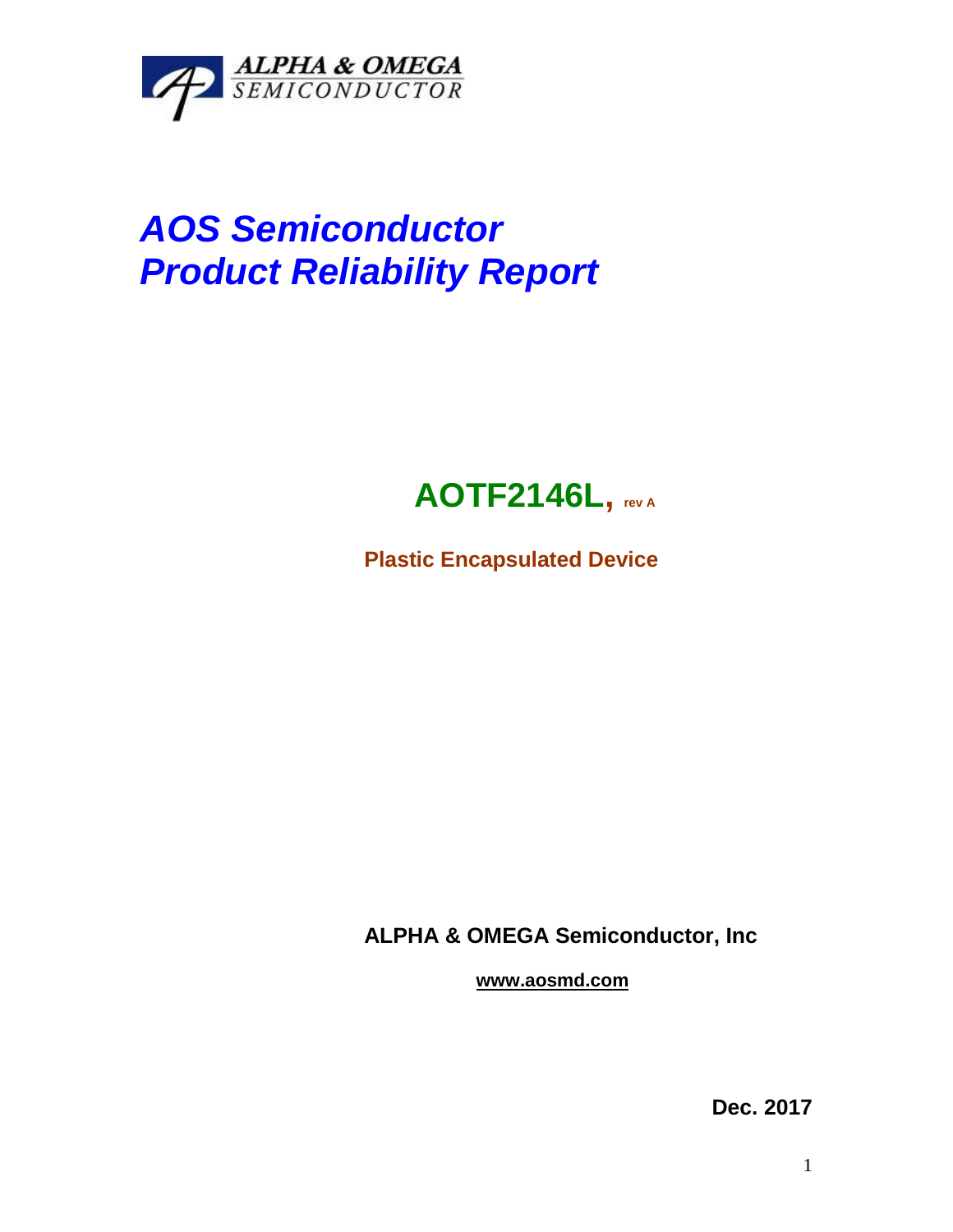ALPHA & OMEGA
SEMICONDUCTOR

# *AOS Semiconductor*
# *Product Reliability Report*

## AOTF2146L, rev A

**Plastic Encapsulated Device**

**ALPHA & OMEGA Semiconductor, Inc**

**www.aosmd.com**

**Dec. 2017**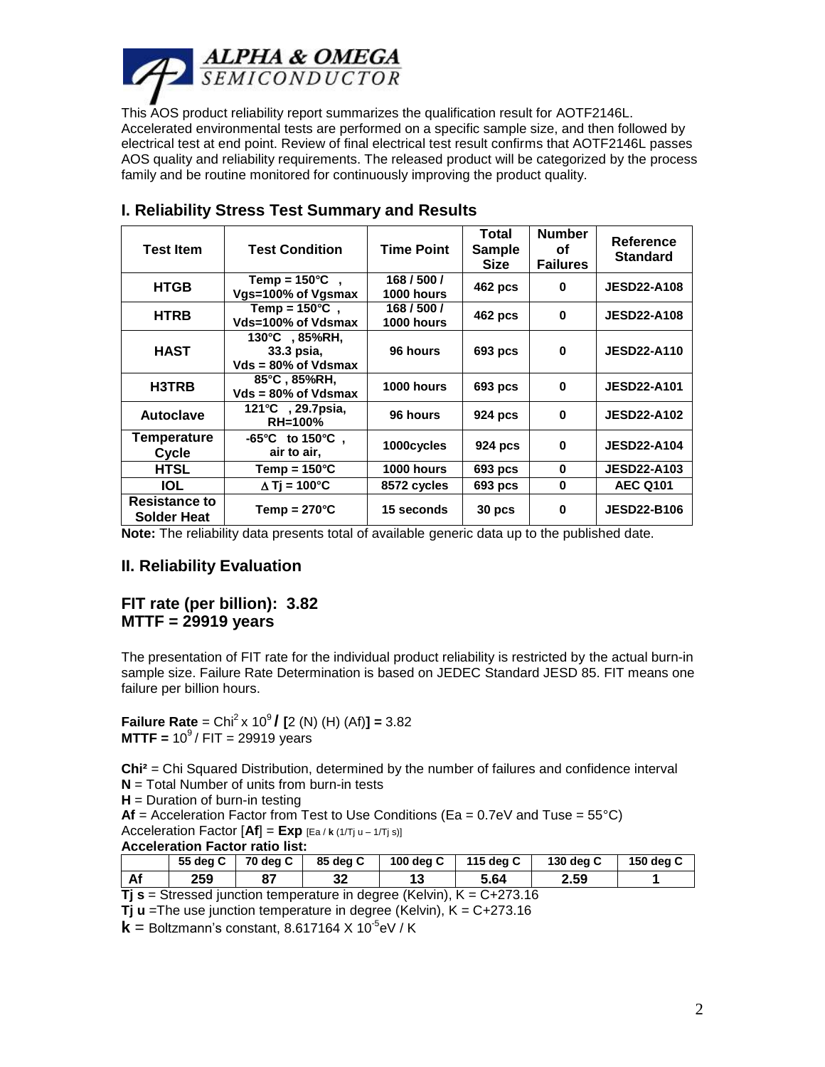This AOS product reliability report summarizes the qualification result for AOTF2146L. Accelerated environmental tests are performed on a specific sample size, and then followed by electrical test at end point. Review of final electrical test result confirms that AOTF2146L passes AOS quality and reliability requirements. The released product will be categorized by the process family and be routine monitored for continuously improving the product quality.

## I. Reliability Stress Test Summary and Results

| Test Item | Test Condition | Time Point | Total Sample Size | Number of Failures | Reference Standard |
|---|---|---|---|---|---|
| HTGB | Temp = 150°C , Vgs=100% of Vgsmax | 168 / 500 / 1000 hours | 462 pcs | 0 | JESD22-A108 |
| HTRB | Temp = 150°C , Vds=100% of Vdsmax | 168 / 500 / 1000 hours | 462 pcs | 0 | JESD22-A108 |
| HAST | 130°C , 85%RH, 33.3 psia, Vds = 80% of Vdsmax | 96 hours | 693 pcs | 0 | JESD22-A110 |
| H3TRB | 85°C , 85%RH, Vds = 80% of Vdsmax | 1000 hours | 693 pcs | 0 | JESD22-A101 |
| Autoclave | 121°C , 29.7psia, RH=100% | 96 hours | 924 pcs | 0 | JESD22-A102 |
| Temperature Cycle | -65°C to 150°C , air to air, | 1000cycles | 924 pcs | 0 | JESD22-A104 |
| HTSL | Temp = 150°C | 1000 hours | 693 pcs | 0 | JESD22-A103 |
| IOL | ∆ Tj = 100°C | 8572 cycles | 693 pcs | 0 | AEC Q101 |
| Resistance to Solder Heat | Temp = 270°C | 15 seconds | 30 pcs | 0 | JESD22-B106 |

**Note:** The reliability data presents total of available generic data up to the published date.

## II. Reliability Evaluation

### FIT rate (per billion): 3.82
### MTTF = 29919 years

The presentation of FIT rate for the individual product reliability is restricted by the actual burn-in sample size. Failure Rate Determination is based on JEDEC Standard JESD 85. FIT means one failure per billion hours.

**Failure Rate** = $Chi^2 \times 10^9$ **/ [**2 (N) (H) (Af)**] =** 3.82
**MTTF =** $10^9$ / FIT = 29919 years

**Chi²** = Chi Squared Distribution, determined by the number of failures and confidence interval
**N** = Total Number of units from burn-in tests
**H** = Duration of burn-in testing
**Af** = Acceleration Factor from Test to Use Conditions (Ea = 0.7eV and Tuse = 55°C)
Acceleration Factor [**Af**] = **Exp** [Ea / **k** (1/Tj u – 1/Tj s)]

**Acceleration Factor ratio list:**

| | 55 deg C | 70 deg C | 85 deg C | 100 deg C | 115 deg C | 130 deg C | 150 deg C |
|---|---|---|---|---|---|---|---|
| Af | 259 | 87 | 32 | 13 | 5.64 | 2.59 | 1 |

**Tj s** = Stressed junction temperature in degree (Kelvin), K = C+273.16
**Tj u** =The use junction temperature in degree (Kelvin), K = C+273.16
**k** = Boltzmann's constant, $8.617164 \times 10^{-5}$eV / K